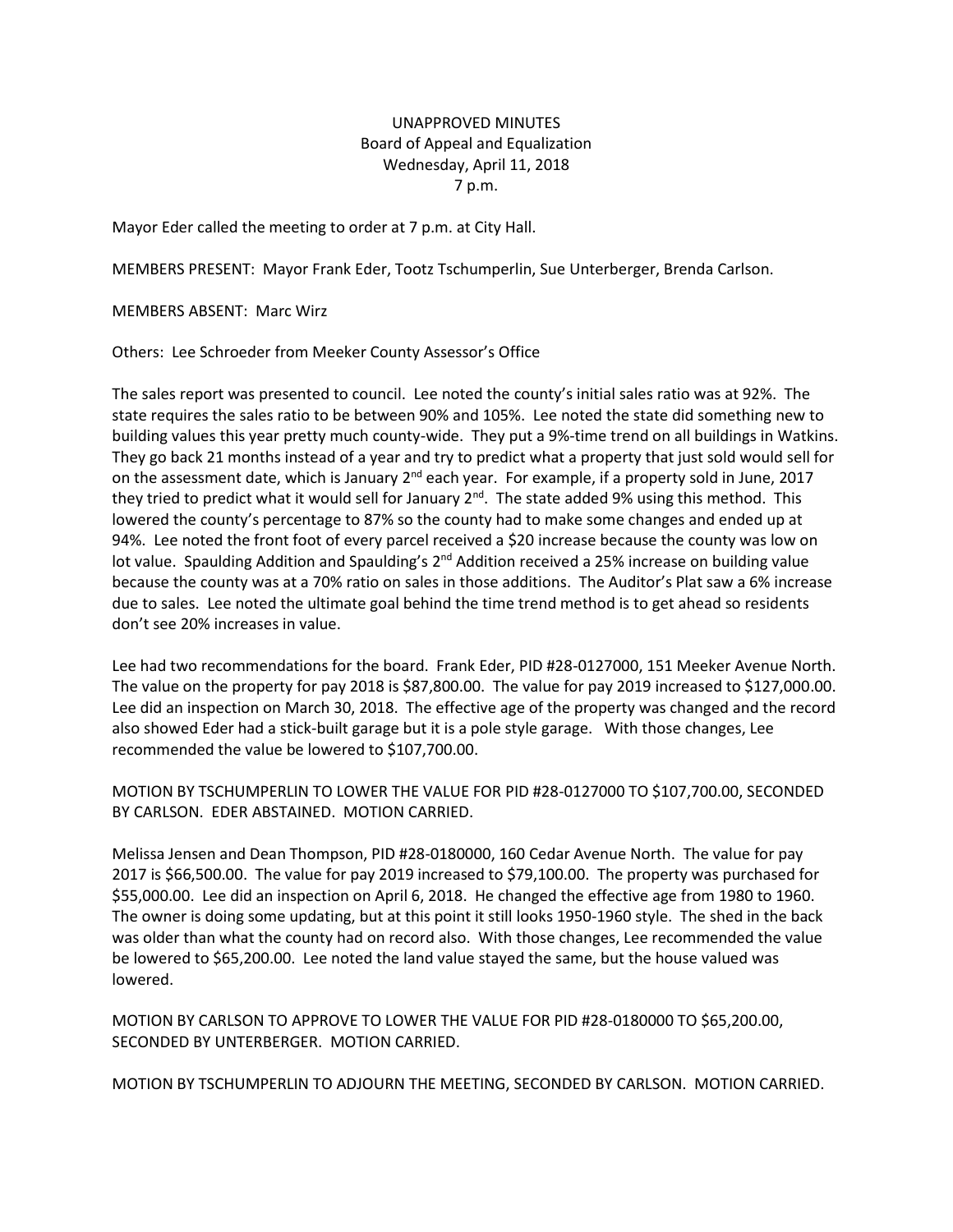UNAPPROVED MINUTES
Board of Appeal and Equalization
Wednesday, April 11, 2018
7 p.m.

Mayor Eder called the meeting to order at 7 p.m. at City Hall.

MEMBERS PRESENT: Mayor Frank Eder, Tootz Tschumperlin, Sue Unterberger, Brenda Carlson.

MEMBERS ABSENT: Marc Wirz

Others: Lee Schroeder from Meeker County Assessor's Office

The sales report was presented to council. Lee noted the county's initial sales ratio was at 92%. The state requires the sales ratio to be between 90% and 105%. Lee noted the state did something new to building values this year pretty much county-wide. They put a 9%-time trend on all buildings in Watkins. They go back 21 months instead of a year and try to predict what a property that just sold would sell for on the assessment date, which is January 2nd each year. For example, if a property sold in June, 2017 they tried to predict what it would sell for January 2nd. The state added 9% using this method. This lowered the county's percentage to 87% so the county had to make some changes and ended up at 94%. Lee noted the front foot of every parcel received a $20 increase because the county was low on lot value. Spaulding Addition and Spaulding's 2nd Addition received a 25% increase on building value because the county was at a 70% ratio on sales in those additions. The Auditor's Plat saw a 6% increase due to sales. Lee noted the ultimate goal behind the time trend method is to get ahead so residents don't see 20% increases in value.

Lee had two recommendations for the board. Frank Eder, PID #28-0127000, 151 Meeker Avenue North. The value on the property for pay 2018 is $87,800.00. The value for pay 2019 increased to $127,000.00. Lee did an inspection on March 30, 2018. The effective age of the property was changed and the record also showed Eder had a stick-built garage but it is a pole style garage. With those changes, Lee recommended the value be lowered to $107,700.00.

MOTION BY TSCHUMPERLIN TO LOWER THE VALUE FOR PID #28-0127000 TO $107,700.00, SECONDED BY CARLSON. EDER ABSTAINED. MOTION CARRIED.

Melissa Jensen and Dean Thompson, PID #28-0180000, 160 Cedar Avenue North. The value for pay 2017 is $66,500.00. The value for pay 2019 increased to $79,100.00. The property was purchased for $55,000.00. Lee did an inspection on April 6, 2018. He changed the effective age from 1980 to 1960. The owner is doing some updating, but at this point it still looks 1950-1960 style. The shed in the back was older than what the county had on record also. With those changes, Lee recommended the value be lowered to $65,200.00. Lee noted the land value stayed the same, but the house valued was lowered.

MOTION BY CARLSON TO APPROVE TO LOWER THE VALUE FOR PID #28-0180000 TO $65,200.00, SECONDED BY UNTERBERGER. MOTION CARRIED.

MOTION BY TSCHUMPERLIN TO ADJOURN THE MEETING, SECONDED BY CARLSON. MOTION CARRIED.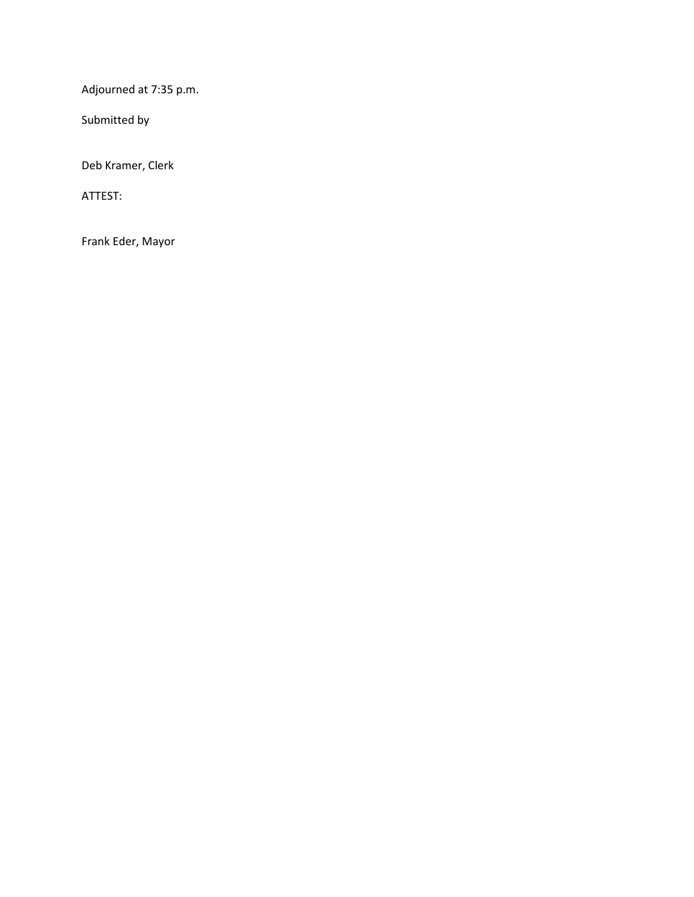Adjourned at 7:35 p.m.

Submitted by

Deb Kramer, Clerk

ATTEST:

Frank Eder, Mayor